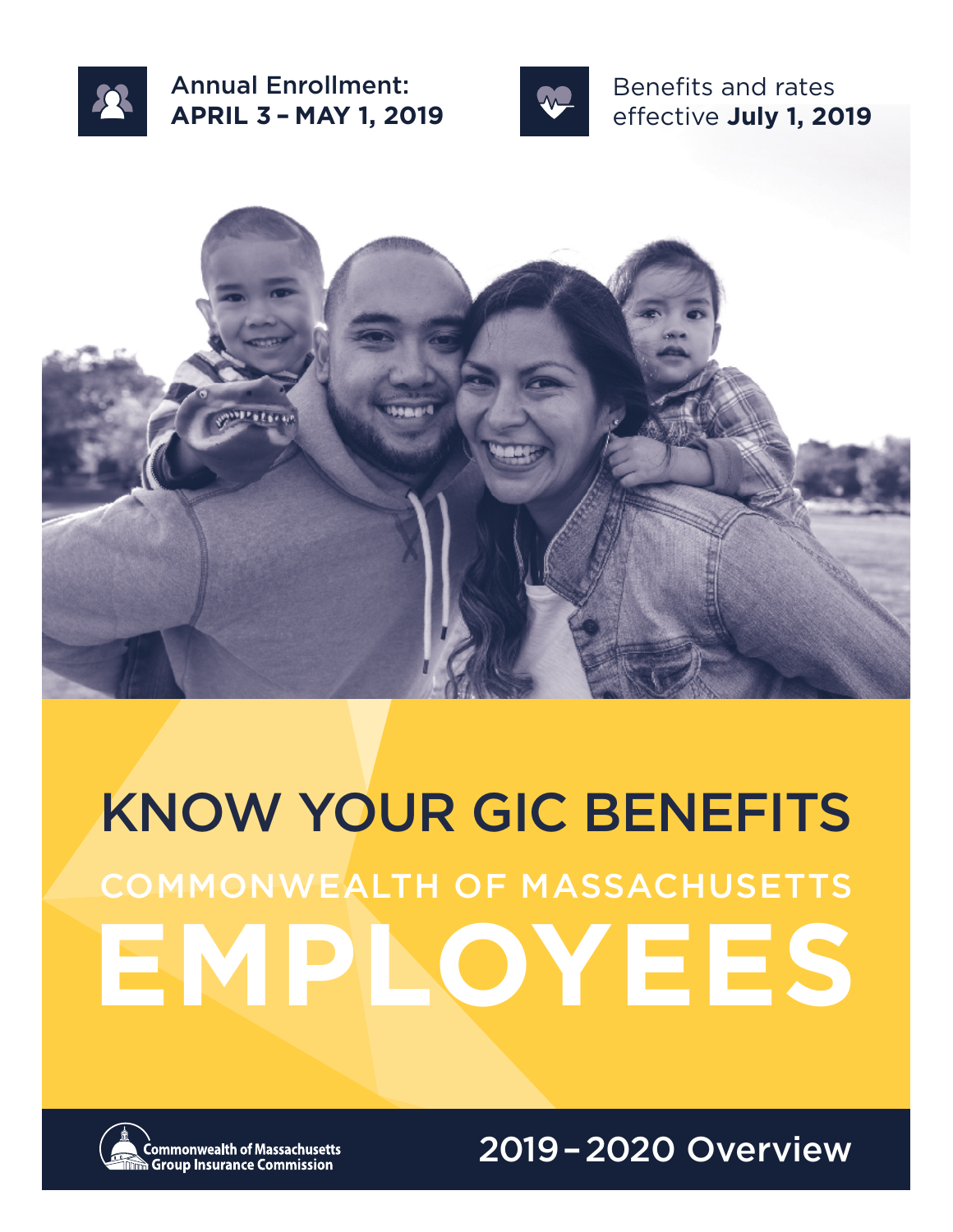Annual Enrollment:
**APRIL 3 – MAY 1, 2019**

Benefits and rates effective **July 1, 2019**

# KNOW YOUR GIC BENEFITS

## COMMONWEALTH OF MASSACHUSETTS

# EMPLOYEES

Commonwealth of Massachusetts Group Insurance Commission

## 2019 – 2020 Overview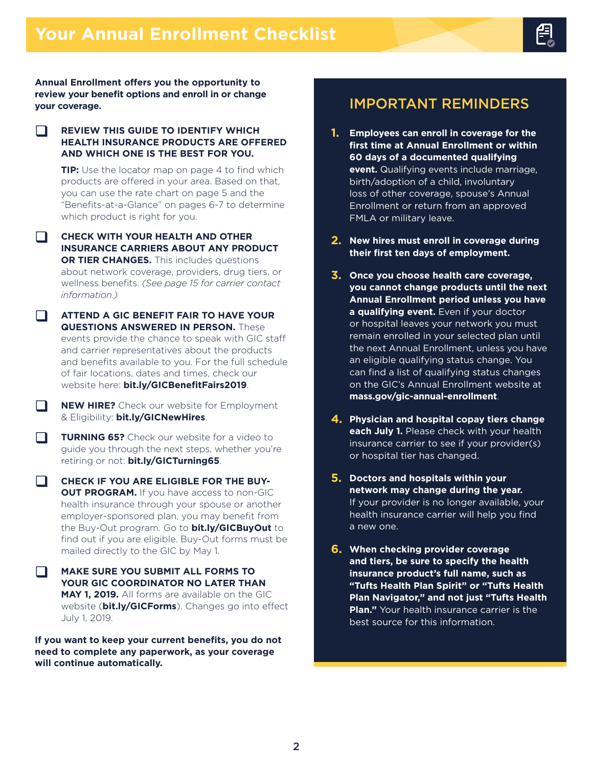# Your Annual Enrollment Checklist

**Annual Enrollment offers you the opportunity to review your benefit options and enroll in or change your coverage.**

- [ ] **REVIEW THIS GUIDE TO IDENTIFY WHICH HEALTH INSURANCE PRODUCTS ARE OFFERED AND WHICH ONE IS THE BEST FOR YOU.**

  **TIP:** Use the locator map on page 4 to find which products are offered in your area. Based on that, you can use the rate chart on page 5 and the "Benefits-at-a-Glance" on pages 6-7 to determine which product is right for you.

- [ ] **CHECK WITH YOUR HEALTH AND OTHER INSURANCE CARRIERS ABOUT ANY PRODUCT OR TIER CHANGES.** This includes questions about network coverage, providers, drug tiers, or wellness benefits. *(See page 15 for carrier contact information.)*

- [ ] **ATTEND A GIC BENEFIT FAIR TO HAVE YOUR QUESTIONS ANSWERED IN PERSON.** These events provide the chance to speak with GIC staff and carrier representatives about the products and benefits available to you. For the full schedule of fair locations, dates and times, check our website here: **bit.ly/GICBenefitFairs2019**.

- [ ] **NEW HIRE?** Check our website for Employment & Eligibility: **bit.ly/GICNewHires**.

- [ ] **TURNING 65?** Check our website for a video to guide you through the next steps, whether you're retiring or not: **bit.ly/GICTurning65**.

- [ ] **CHECK IF YOU ARE ELIGIBLE FOR THE BUY-OUT PROGRAM.** If you have access to non-GIC health insurance through your spouse or another employer-sponsored plan, you may benefit from the Buy-Out program. Go to **bit.ly/GICBuyOut** to find out if you are eligible. Buy-Out forms must be mailed directly to the GIC by May 1.

- [ ] **MAKE SURE YOU SUBMIT ALL FORMS TO YOUR GIC COORDINATOR NO LATER THAN MAY 1, 2019.** All forms are available on the GIC website (**bit.ly/GICForms**). Changes go into effect July 1, 2019.

**If you want to keep your current benefits, you do not need to complete any paperwork, as your coverage will continue automatically.**

## IMPORTANT REMINDERS

1. **Employees can enroll in coverage for the first time at Annual Enrollment or within 60 days of a documented qualifying event.** Qualifying events include marriage, birth/adoption of a child, involuntary loss of other coverage, spouse's Annual Enrollment or return from an approved FMLA or military leave.

2. **New hires must enroll in coverage during their first ten days of employment.**

3. **Once you choose health care coverage, you cannot change products until the next Annual Enrollment period unless you have a qualifying event.** Even if your doctor or hospital leaves your network you must remain enrolled in your selected plan until the next Annual Enrollment, unless you have an eligible qualifying status change. You can find a list of qualifying status changes on the GIC's Annual Enrollment website at **mass.gov/gic-annual-enrollment**.

4. **Physician and hospital copay tiers change each July 1.** Please check with your health insurance carrier to see if your provider(s) or hospital tier has changed.

5. **Doctors and hospitals within your network may change during the year.** If your provider is no longer available, your health insurance carrier will help you find a new one.

6. **When checking provider coverage and tiers, be sure to specify the health insurance product's full name, such as "Tufts Health Plan Spirit" or "Tufts Health Plan Navigator," and not just "Tufts Health Plan."** Your health insurance carrier is the best source for this information.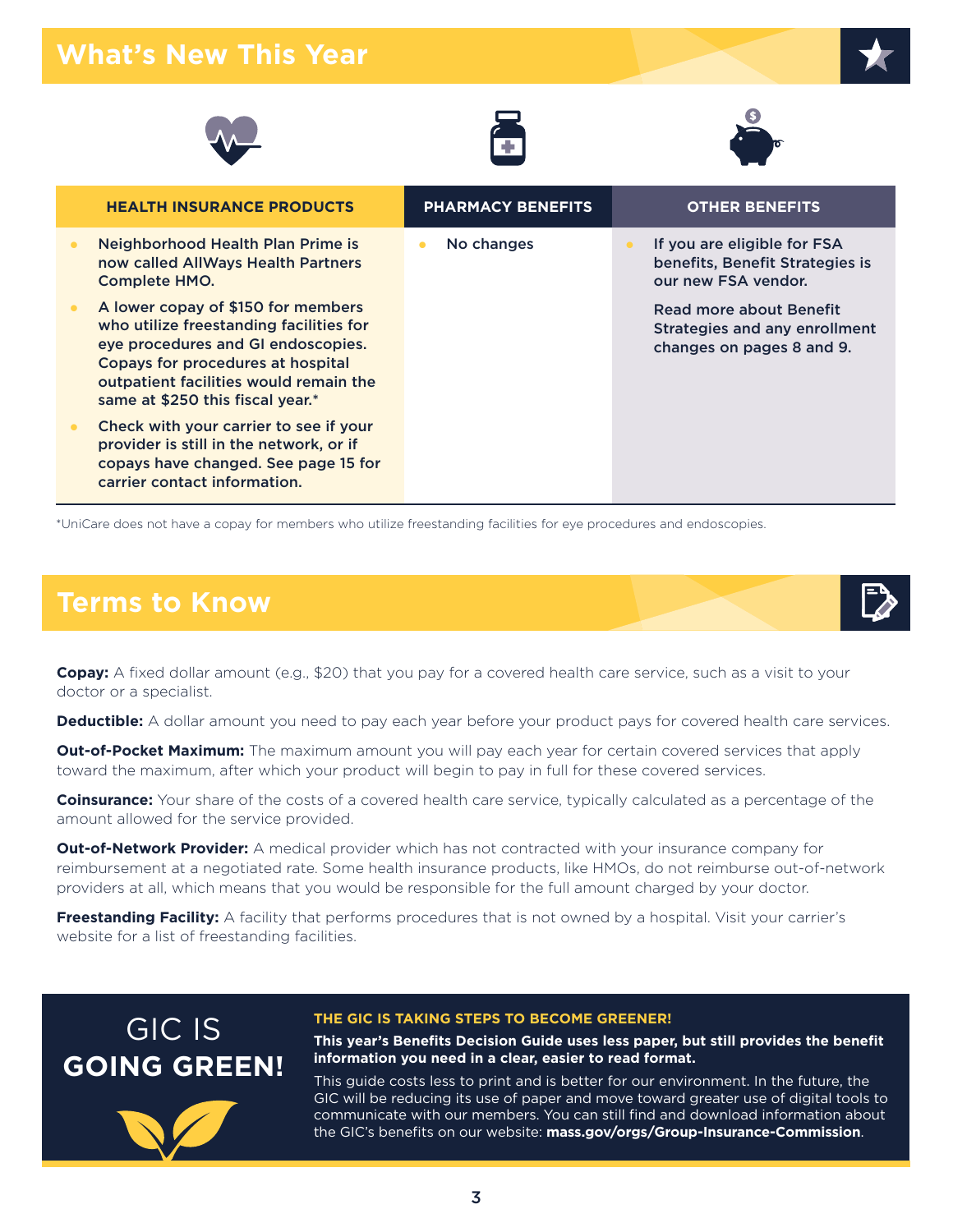## What's New This Year

| HEALTH INSURANCE PRODUCTS | PHARMACY BENEFITS | OTHER BENEFITS |
| --- | --- | --- |
| • Neighborhood Health Plan Prime is now called AllWays Health Partners Complete HMO.<br>• A lower copay of $150 for members who utilize freestanding facilities for eye procedures and GI endoscopies. Copays for procedures at hospital outpatient facilities would remain the same at $250 this fiscal year.*<br>• Check with your carrier to see if your provider is still in the network, or if copays have changed. See page 15 for carrier contact information. | • No changes | • If you are eligible for FSA benefits, Benefit Strategies is our new FSA vendor.<br>Read more about Benefit Strategies and any enrollment changes on pages 8 and 9. |

*UniCare does not have a copay for members who utilize freestanding facilities for eye procedures and endoscopies.

## Terms to Know

**Copay:** A fixed dollar amount (e.g., $20) that you pay for a covered health care service, such as a visit to your doctor or a specialist.

**Deductible:** A dollar amount you need to pay each year before your product pays for covered health care services.

**Out-of-Pocket Maximum:** The maximum amount you will pay each year for certain covered services that apply toward the maximum, after which your product will begin to pay in full for these covered services.

**Coinsurance:** Your share of the costs of a covered health care service, typically calculated as a percentage of the amount allowed for the service provided.

**Out-of-Network Provider:** A medical provider which has not contracted with your insurance company for reimbursement at a negotiated rate. Some health insurance products, like HMOs, do not reimburse out-of-network providers at all, which means that you would be responsible for the full amount charged by your doctor.

**Freestanding Facility:** A facility that performs procedures that is not owned by a hospital. Visit your carrier's website for a list of freestanding facilities.

## GIC IS GOING GREEN!

**THE GIC IS TAKING STEPS TO BECOME GREENER!**

**This year's Benefits Decision Guide uses less paper, but still provides the benefit information you need in a clear, easier to read format.**

This guide costs less to print and is better for our environment. In the future, the GIC will be reducing its use of paper and move toward greater use of digital tools to communicate with our members. You can still find and download information about the GIC's benefits on our website: **mass.gov/orgs/Group-Insurance-Commission**.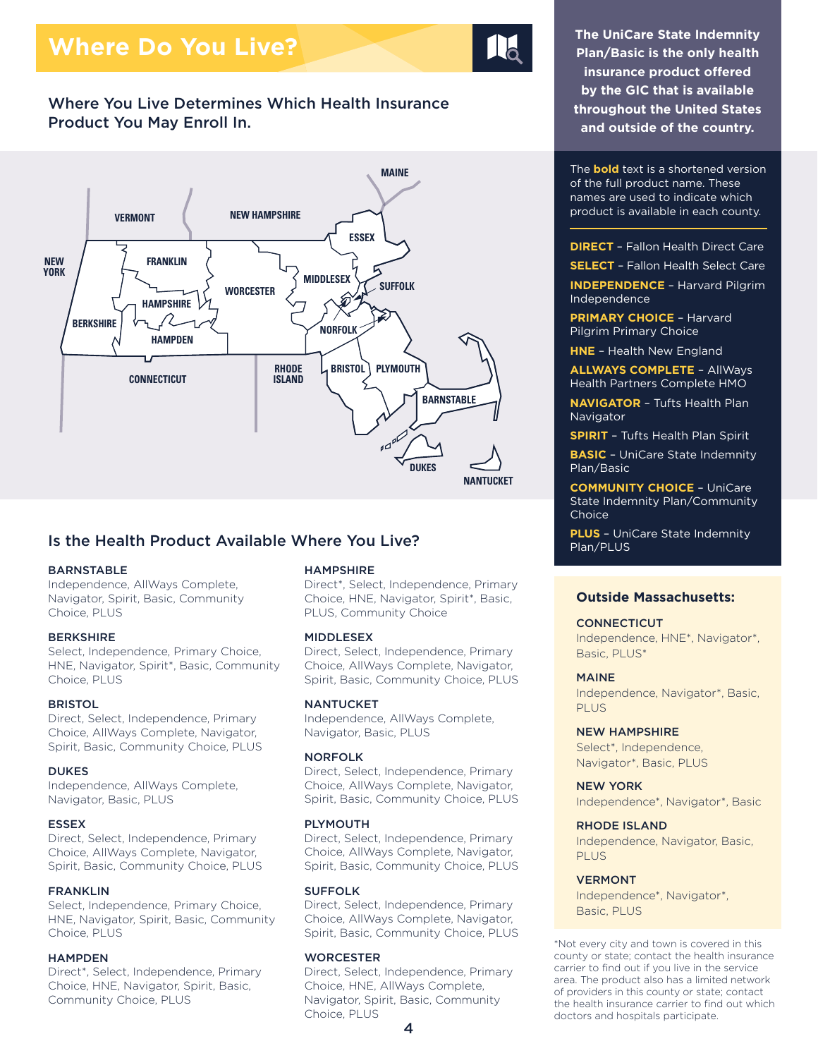## Where Do You Live?

### Where You Live Determines Which Health Insurance Product You May Enroll In.

**The UniCare State Indemnity Plan/Basic is the only health insurance product offered by the GIC that is available throughout the United States and outside of the country.**

The **bold** text is a shortened version of the full product name. These names are used to indicate which product is available in each county.

- **DIRECT** – Fallon Health Direct Care
- **SELECT** – Fallon Health Select Care
- **INDEPENDENCE** – Harvard Pilgrim Independence
- **PRIMARY CHOICE** – Harvard Pilgrim Primary Choice
- **HNE** – Health New England
- **ALLWAYS COMPLETE** – AllWays Health Partners Complete HMO
- **NAVIGATOR** – Tufts Health Plan Navigator
- **SPIRIT** – Tufts Health Plan Spirit
- **BASIC** – UniCare State Indemnity Plan/Basic
- **COMMUNITY CHOICE** – UniCare State Indemnity Plan/Community Choice
- **PLUS** – UniCare State Indemnity Plan/PLUS

### Is the Health Product Available Where You Live?

**BARNSTABLE**
Independence, AllWays Complete, Navigator, Spirit, Basic, Community Choice, PLUS

**BERKSHIRE**
Select, Independence, Primary Choice, HNE, Navigator, Spirit*, Basic, Community Choice, PLUS

**BRISTOL**
Direct, Select, Independence, Primary Choice, AllWays Complete, Navigator, Spirit, Basic, Community Choice, PLUS

**DUKES**
Independence, AllWays Complete, Navigator, Basic, PLUS

**ESSEX**
Direct, Select, Independence, Primary Choice, AllWays Complete, Navigator, Spirit, Basic, Community Choice, PLUS

**FRANKLIN**
Select, Independence, Primary Choice, HNE, Navigator, Spirit, Basic, Community Choice, PLUS

**HAMPDEN**
Direct*, Select, Independence, Primary Choice, HNE, Navigator, Spirit, Basic, Community Choice, PLUS

**HAMPSHIRE**
Direct*, Select, Independence, Primary Choice, HNE, Navigator, Spirit*, Basic, PLUS, Community Choice

**MIDDLESEX**
Direct, Select, Independence, Primary Choice, AllWays Complete, Navigator, Spirit, Basic, Community Choice, PLUS

**NANTUCKET**
Independence, AllWays Complete, Navigator, Basic, PLUS

**NORFOLK**
Direct, Select, Independence, Primary Choice, AllWays Complete, Navigator, Spirit, Basic, Community Choice, PLUS

**PLYMOUTH**
Direct, Select, Independence, Primary Choice, AllWays Complete, Navigator, Spirit, Basic, Community Choice, PLUS

**SUFFOLK**
Direct, Select, Independence, Primary Choice, AllWays Complete, Navigator, Spirit, Basic, Community Choice, PLUS

**WORCESTER**
Direct, Select, Independence, Primary Choice, HNE, AllWays Complete, Navigator, Spirit, Basic, Community Choice, PLUS

### Outside Massachusetts:

**CONNECTICUT**
Independence, HNE*, Navigator*, Basic, PLUS*

**MAINE**
Independence, Navigator*, Basic, PLUS

**NEW HAMPSHIRE**
Select*, Independence, Navigator*, Basic, PLUS

**NEW YORK**
Independence*, Navigator*, Basic

**RHODE ISLAND**
Independence, Navigator, Basic, PLUS

**VERMONT**
Independence*, Navigator*, Basic, PLUS

*Not every city and town is covered in this county or state; contact the health insurance carrier to find out if you live in the service area. The product also has a limited network of providers in this county or state; contact the health insurance carrier to find out which doctors and hospitals participate.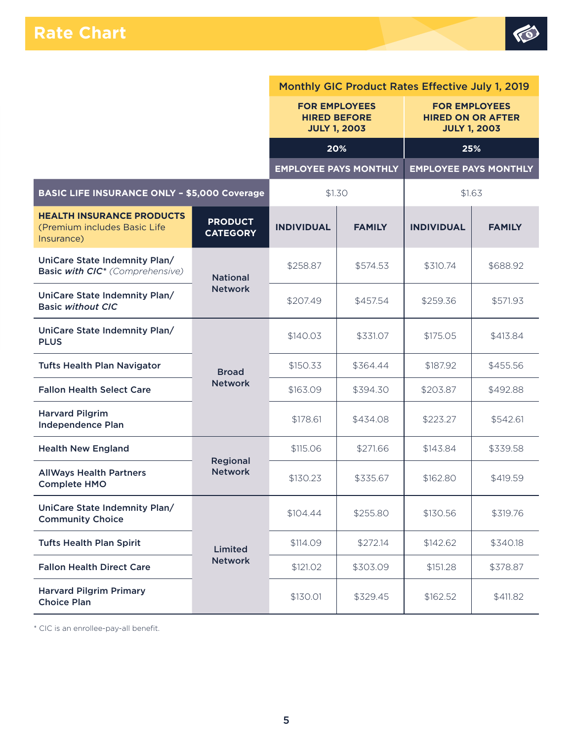# Rate Chart

| | | Monthly GIC Product Rates Effective July 1, 2019 | | | |
|---|---|---|---|---|---|
| | | **FOR EMPLOYEES HIRED BEFORE JULY 1, 2003** | | **FOR EMPLOYEES HIRED ON OR AFTER JULY 1, 2003** | |
| | | **20%** | | **25%** | |
| | | **EMPLOYEE PAYS MONTHLY** | | **EMPLOYEE PAYS MONTHLY** | |
| **BASIC LIFE INSURANCE ONLY – $5,000 Coverage** | | $1.30 | | $1.63 | |
| **HEALTH INSURANCE PRODUCTS** (Premium includes Basic Life Insurance) | **PRODUCT CATEGORY** | **INDIVIDUAL** | **FAMILY** | **INDIVIDUAL** | **FAMILY** |
| **UniCare State Indemnity Plan/ Basic *with CIC** *(Comprehensive)* | National Network | $258.87 | $574.53 | $310.74 | $688.92 |
| **UniCare State Indemnity Plan/ Basic *without* CIC** | National Network | $207.49 | $457.54 | $259.36 | $571.93 |
| **UniCare State Indemnity Plan/ PLUS** | Broad Network | $140.03 | $331.07 | $175.05 | $413.84 |
| **Tufts Health Plan Navigator** | Broad Network | $150.33 | $364.44 | $187.92 | $455.56 |
| **Fallon Health Select Care** | Broad Network | $163.09 | $394.30 | $203.87 | $492.88 |
| **Harvard Pilgrim Independence Plan** | Broad Network | $178.61 | $434.08 | $223.27 | $542.61 |
| **Health New England** | Regional Network | $115.06 | $271.66 | $143.84 | $339.58 |
| **AllWays Health Partners Complete HMO** | Regional Network | $130.23 | $335.67 | $162.80 | $419.59 |
| **UniCare State Indemnity Plan/ Community Choice** | Limited Network | $104.44 | $255.80 | $130.56 | $319.76 |
| **Tufts Health Plan Spirit** | Limited Network | $114.09 | $272.14 | $142.62 | $340.18 |
| **Fallon Health Direct Care** | Limited Network | $121.02 | $303.09 | $151.28 | $378.87 |
| **Harvard Pilgrim Primary Choice Plan** | Limited Network | $130.01 | $329.45 | $162.52 | $411.82 |

* CIC is an enrollee-pay-all benefit.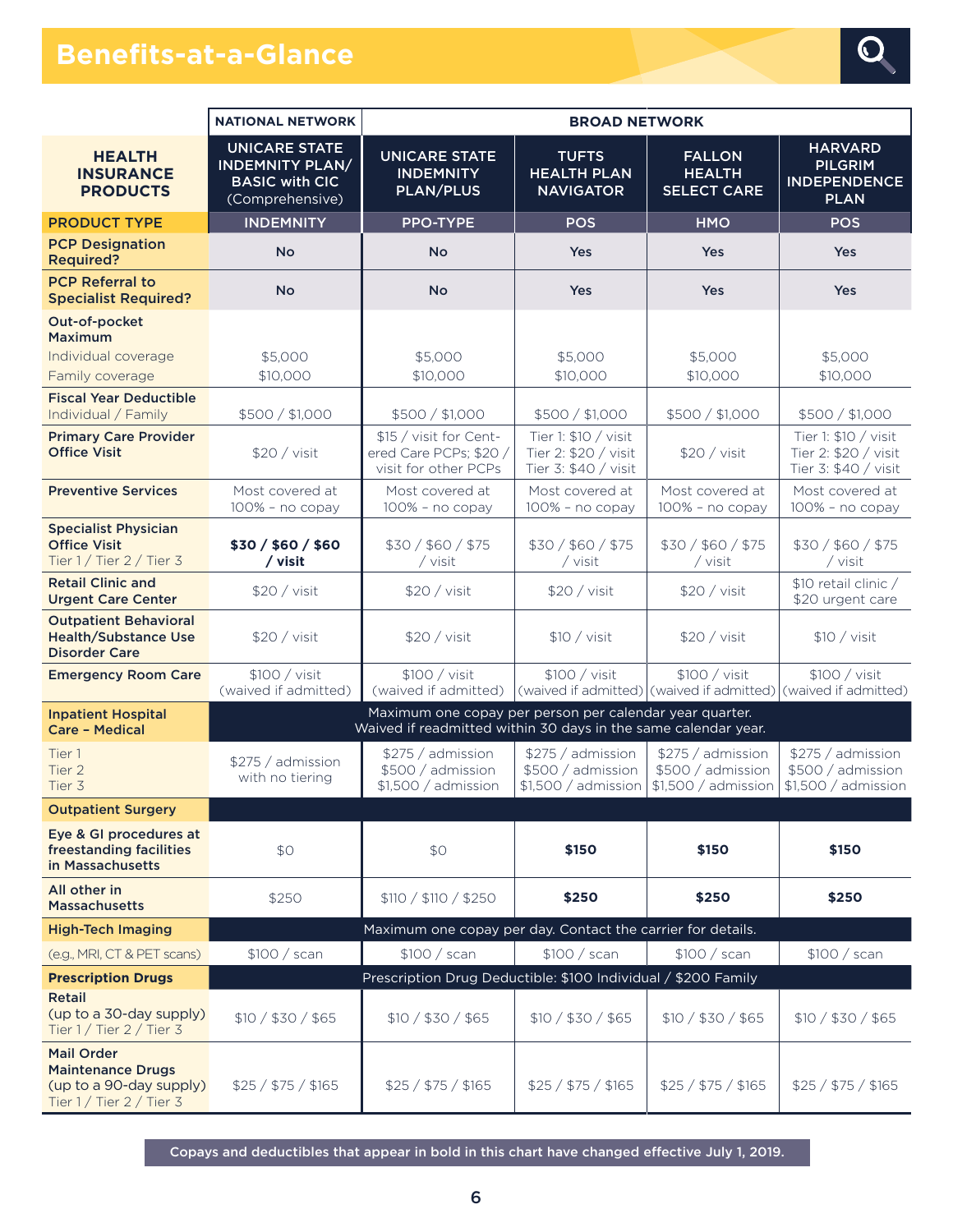# Benefits-at-a-Glance

| | NATIONAL NETWORK | BROAD NETWORK | | | |
|---|---|---|---|---|---|
| **HEALTH INSURANCE PRODUCTS** | **UNICARE STATE INDEMNITY PLAN/ BASIC with CIC** (Comprehensive) | **UNICARE STATE INDEMNITY PLAN/PLUS** | **TUFTS HEALTH PLAN NAVIGATOR** | **FALLON HEALTH SELECT CARE** | **HARVARD PILGRIM INDEPENDENCE PLAN** |
| **PRODUCT TYPE** | **INDEMNITY** | **PPO-TYPE** | **POS** | **HMO** | **POS** |
| **PCP Designation Required?** | No | No | Yes | Yes | Yes |
| **PCP Referral to Specialist Required?** | No | No | Yes | Yes | Yes |
| **Out-of-pocket Maximum** | | | | | |
| Individual coverage | $5,000 | $5,000 | $5,000 | $5,000 | $5,000 |
| Family coverage | $10,000 | $10,000 | $10,000 | $10,000 | $10,000 |
| **Fiscal Year Deductible** Individual / Family | $500 / $1,000 | $500 / $1,000 | $500 / $1,000 | $500 / $1,000 | $500 / $1,000 |
| **Primary Care Provider Office Visit** | $20 / visit | $15 / visit for Centered Care PCPs; $20 / visit for other PCPs | Tier 1: $10 / visit Tier 2: $20 / visit Tier 3: $40 / visit | $20 / visit | Tier 1: $10 / visit Tier 2: $20 / visit Tier 3: $40 / visit |
| **Preventive Services** | Most covered at 100% – no copay | Most covered at 100% – no copay | Most covered at 100% – no copay | Most covered at 100% – no copay | Most covered at 100% – no copay |
| **Specialist Physician Office Visit** Tier 1 / Tier 2 / Tier 3 | **$30 / $60 / $60 / visit** | $30 / $60 / $75 / visit | $30 / $60 / $75 / visit | $30 / $60 / $75 / visit | $30 / $60 / $75 / visit |
| **Retail Clinic and Urgent Care Center** | $20 / visit | $20 / visit | $20 / visit | $20 / visit | $10 retail clinic / $20 urgent care |
| **Outpatient Behavioral Health/Substance Use Disorder Care** | $20 / visit | $20 / visit | $10 / visit | $20 / visit | $10 / visit |
| **Emergency Room Care** | $100 / visit (waived if admitted) | $100 / visit (waived if admitted) | $100 / visit (waived if admitted) | $100 / visit (waived if admitted) | $100 / visit (waived if admitted) |
| **Inpatient Hospital Care – Medical** | Maximum one copay per person per calendar year quarter. Waived if readmitted within 30 days in the same calendar year. | | | | |
| Tier 1 Tier 2 Tier 3 | $275 / admission with no tiering | $275 / admission $500 / admission $1,500 / admission | $275 / admission $500 / admission $1,500 / admission | $275 / admission $500 / admission $1,500 / admission | $275 / admission $500 / admission $1,500 / admission |
| **Outpatient Surgery** | | | | | |
| **Eye & GI procedures at freestanding facilities in Massachusetts** | $0 | $0 | **$150** | **$150** | **$150** |
| **All other in Massachusetts** | $250 | $110 / $110 / $250 | **$250** | **$250** | **$250** |
| **High-Tech Imaging** | Maximum one copay per day. Contact the carrier for details. | | | | |
| (e.g., MRI, CT & PET scans) | $100 / scan | $100 / scan | $100 / scan | $100 / scan | $100 / scan |
| **Prescription Drugs** | Prescription Drug Deductible: $100 Individual / $200 Family | | | | |
| **Retail** (up to a 30-day supply) Tier 1 / Tier 2 / Tier 3 | $10 / $30 / $65 | $10 / $30 / $65 | $10 / $30 / $65 | $10 / $30 / $65 | $10 / $30 / $65 |
| **Mail Order Maintenance Drugs** (up to a 90-day supply) Tier 1 / Tier 2 / Tier 3 | $25 / $75 / $165 | $25 / $75 / $165 | $25 / $75 / $165 | $25 / $75 / $165 | $25 / $75 / $165 |

**Copays and deductibles that appear in bold in this chart have changed effective July 1, 2019.**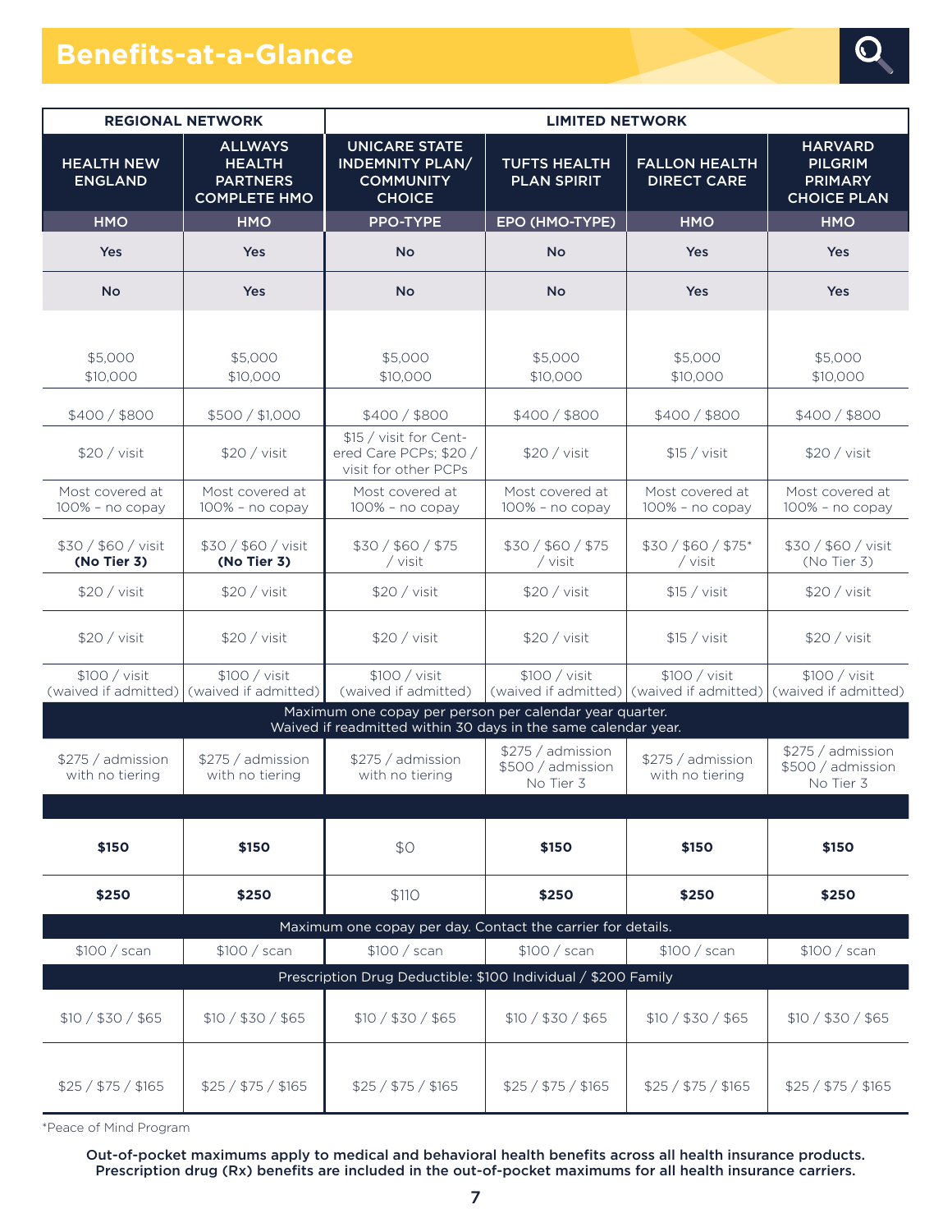## Benefits-at-a-Glance

| REGIONAL NETWORK | | LIMITED NETWORK | | | |
|---|---|---|---|---|---|
| HEALTH NEW ENGLAND | ALLWAYS HEALTH PARTNERS COMPLETE HMO | UNICARE STATE INDEMNITY PLAN/ COMMUNITY CHOICE | TUFTS HEALTH PLAN SPIRIT | FALLON HEALTH DIRECT CARE | HARVARD PILGRIM PRIMARY CHOICE PLAN |
| HMO | HMO | PPO-TYPE | EPO (HMO-TYPE) | HMO | HMO |
| Yes | Yes | No | No | Yes | Yes |
| No | Yes | No | No | Yes | Yes |
| $5,000<br>$10,000 | $5,000<br>$10,000 | $5,000<br>$10,000 | $5,000<br>$10,000 | $5,000<br>$10,000 | $5,000<br>$10,000 |
| $400 / $800 | $500 / $1,000 | $400 / $800 | $400 / $800 | $400 / $800 | $400 / $800 |
| $20 / visit | $20 / visit | $15 / visit for Centered Care PCPs; $20 / visit for other PCPs | $20 / visit | $15 / visit | $20 / visit |
| Most covered at 100% – no copay | Most covered at 100% – no copay | Most covered at 100% – no copay | Most covered at 100% – no copay | Most covered at 100% – no copay | Most covered at 100% – no copay |
| $30 / $60 / visit **(No Tier 3)** | $30 / $60 / visit **(No Tier 3)** | $30 / $60 / $75 / visit | $30 / $60 / $75 / visit | $30 / $60 / $75* / visit | $30 / $60 / visit (No Tier 3) |
| $20 / visit | $20 / visit | $20 / visit | $20 / visit | $15 / visit | $20 / visit |
| $20 / visit | $20 / visit | $20 / visit | $20 / visit | $15 / visit | $20 / visit |
| $100 / visit (waived if admitted) | $100 / visit (waived if admitted) | $100 / visit (waived if admitted) | $100 / visit (waived if admitted) | $100 / visit (waived if admitted) | $100 / visit (waived if admitted) |
| Maximum one copay per person per calendar year quarter. Waived if readmitted within 30 days in the same calendar year. | | | | | |
| $275 / admission with no tiering | $275 / admission with no tiering | $275 / admission with no tiering | $275 / admission<br>$500 / admission<br>No Tier 3 | $275 / admission with no tiering | $275 / admission<br>$500 / admission<br>No Tier 3 |
| | | | | | |
| **$150** | **$150** | $0 | **$150** | **$150** | **$150** |
| **$250** | **$250** | $110 | **$250** | **$250** | **$250** |
| Maximum one copay per day. Contact the carrier for details. | | | | | |
| $100 / scan | $100 / scan | $100 / scan | $100 / scan | $100 / scan | $100 / scan |
| Prescription Drug Deductible: $100 Individual / $200 Family | | | | | |
| $10 / $30 / $65 | $10 / $30 / $65 | $10 / $30 / $65 | $10 / $30 / $65 | $10 / $30 / $65 | $10 / $30 / $65 |
| $25 / $75 / $165 | $25 / $75 / $165 | $25 / $75 / $165 | $25 / $75 / $165 | $25 / $75 / $165 | $25 / $75 / $165 |

*Peace of Mind Program

**Out-of-pocket maximums apply to medical and behavioral health benefits across all health insurance products. Prescription drug (Rx) benefits are included in the out-of-pocket maximums for all health insurance carriers.**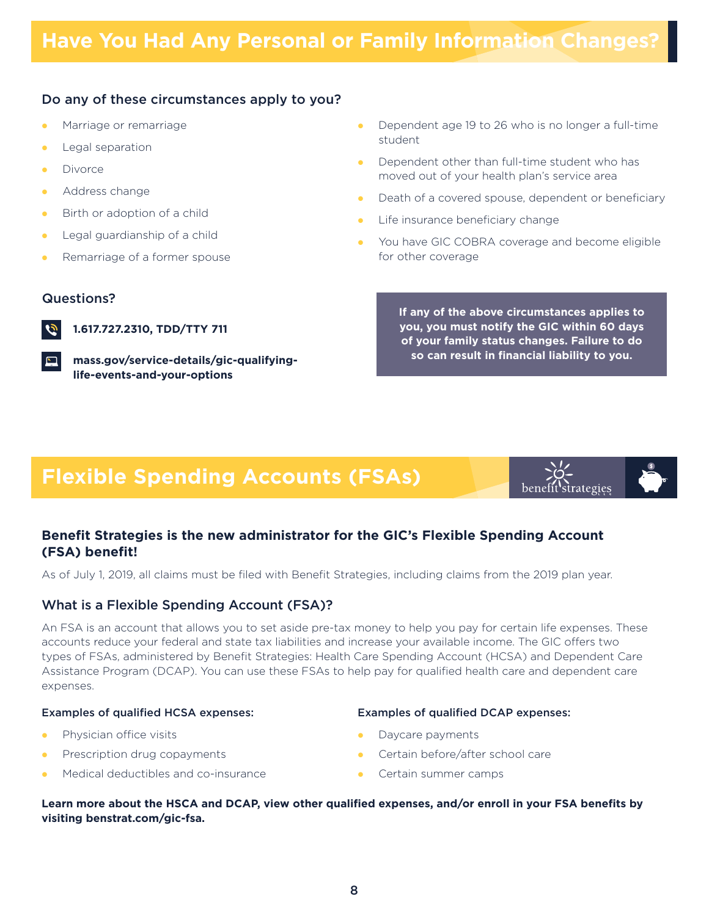# Have You Had Any Personal or Family Information Changes?

### Do any of these circumstances apply to you?

- Marriage or remarriage
- Legal separation
- Divorce
- Address change
- Birth or adoption of a child
- Legal guardianship of a child
- Remarriage of a former spouse
- Dependent age 19 to 26 who is no longer a full-time student
- Dependent other than full-time student who has moved out of your health plan's service area
- Death of a covered spouse, dependent or beneficiary
- Life insurance beneficiary change
- You have GIC COBRA coverage and become eligible for other coverage

### Questions?

**1.617.727.2310, TDD/TTY 711**

**mass.gov/service-details/gic-qualifying-life-events-and-your-options**

**If any of the above circumstances applies to you, you must notify the GIC within 60 days of your family status changes. Failure to do so can result in financial liability to you.**

# Flexible Spending Accounts (FSAs)

benefit strategies

### Benefit Strategies is the new administrator for the GIC's Flexible Spending Account (FSA) benefit!

As of July 1, 2019, all claims must be filed with Benefit Strategies, including claims from the 2019 plan year.

### What is a Flexible Spending Account (FSA)?

An FSA is an account that allows you to set aside pre-tax money to help you pay for certain life expenses. These accounts reduce your federal and state tax liabilities and increase your available income. The GIC offers two types of FSAs, administered by Benefit Strategies: Health Care Spending Account (HCSA) and Dependent Care Assistance Program (DCAP). You can use these FSAs to help pay for qualified health care and dependent care expenses.

#### Examples of qualified HCSA expenses:

- Physician office visits
- Prescription drug copayments
- Medical deductibles and co-insurance

#### Examples of qualified DCAP expenses:

- Daycare payments
- Certain before/after school care
- Certain summer camps

**Learn more about the HSCA and DCAP, view other qualified expenses, and/or enroll in your FSA benefits by visiting benstrat.com/gic-fsa.**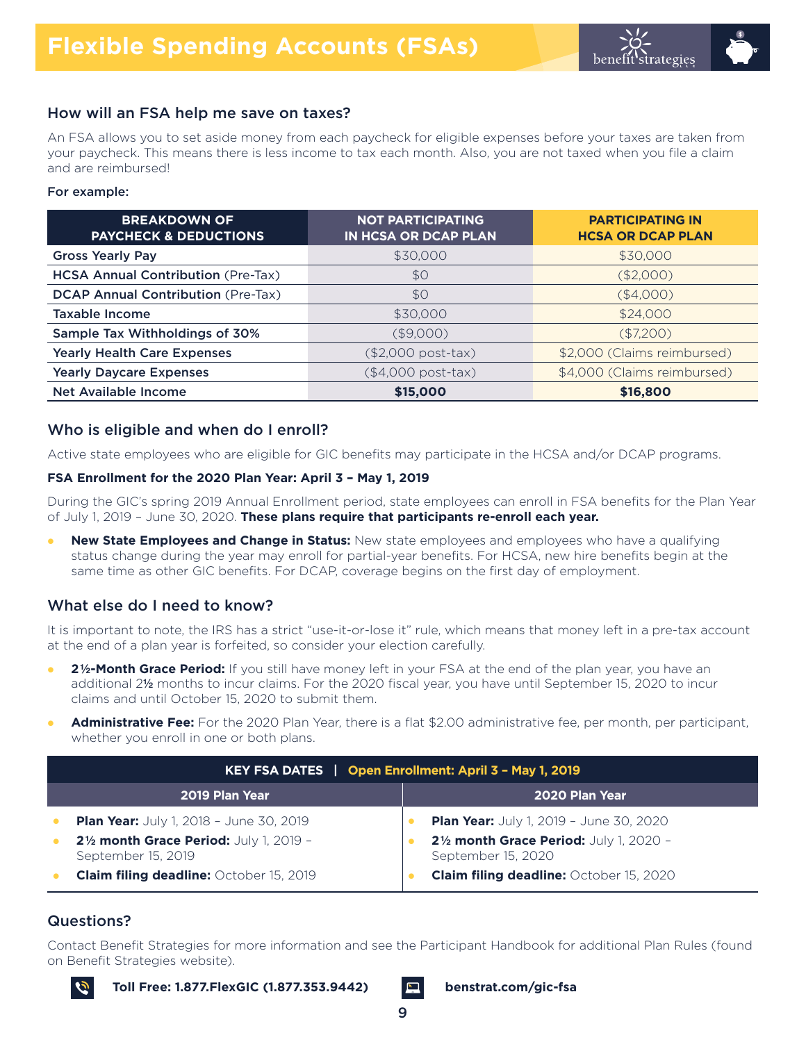# Flexible Spending Accounts (FSAs)

## How will an FSA help me save on taxes?

An FSA allows you to set aside money from each paycheck for eligible expenses before your taxes are taken from your paycheck. This means there is less income to tax each month. Also, you are not taxed when you file a claim and are reimbursed!

**For example:**

| BREAKDOWN OF PAYCHECK & DEDUCTIONS | NOT PARTICIPATING IN HCSA OR DCAP PLAN | PARTICIPATING IN HCSA OR DCAP PLAN |
|---|---|---|
| **Gross Yearly Pay** | $30,000 | $30,000 |
| **HCSA Annual Contribution** (Pre-Tax) | $0 | ($2,000) |
| **DCAP Annual Contribution** (Pre-Tax) | $0 | ($4,000) |
| **Taxable Income** | $30,000 | $24,000 |
| **Sample Tax Withholdings of 30%** | ($9,000) | ($7,200) |
| **Yearly Health Care Expenses** | ($2,000 post-tax) | $2,000 (Claims reimbursed) |
| **Yearly Daycare Expenses** | ($4,000 post-tax) | $4,000 (Claims reimbursed) |
| **Net Available Income** | **$15,000** | **$16,800** |

## Who is eligible and when do I enroll?

Active state employees who are eligible for GIC benefits may participate in the HCSA and/or DCAP programs.

**FSA Enrollment for the 2020 Plan Year: April 3 – May 1, 2019**

During the GIC's spring 2019 Annual Enrollment period, state employees can enroll in FSA benefits for the Plan Year of July 1, 2019 – June 30, 2020. **These plans require that participants re-enroll each year.**

- **New State Employees and Change in Status:** New state employees and employees who have a qualifying status change during the year may enroll for partial-year benefits. For HCSA, new hire benefits begin at the same time as other GIC benefits. For DCAP, coverage begins on the first day of employment.

## What else do I need to know?

It is important to note, the IRS has a strict "use-it-or-lose it" rule, which means that money left in a pre-tax account at the end of a plan year is forfeited, so consider your election carefully.

- **2½-Month Grace Period:** If you still have money left in your FSA at the end of the plan year, you have an additional 2½ months to incur claims. For the 2020 fiscal year, you have until September 15, 2020 to incur claims and until October 15, 2020 to submit them.
- **Administrative Fee:** For the 2020 Plan Year, there is a flat $2.00 administrative fee, per month, per participant, whether you enroll in one or both plans.

| KEY FSA DATES \| Open Enrollment: April 3 – May 1, 2019 | |
|---|---|
| **2019 Plan Year** | **2020 Plan Year** |
| • **Plan Year:** July 1, 2018 – June 30, 2019<br>• **2½ month Grace Period:** July 1, 2019 – September 15, 2019<br>• **Claim filing deadline:** October 15, 2019 | • **Plan Year:** July 1, 2019 – June 30, 2020<br>• **2½ month Grace Period:** July 1, 2020 – September 15, 2020<br>• **Claim filing deadline:** October 15, 2020 |

## Questions?

Contact Benefit Strategies for more information and see the Participant Handbook for additional Plan Rules (found on Benefit Strategies website).

**Toll Free: 1.877.FlexGIC (1.877.353.9442)**

**benstrat.com/gic-fsa**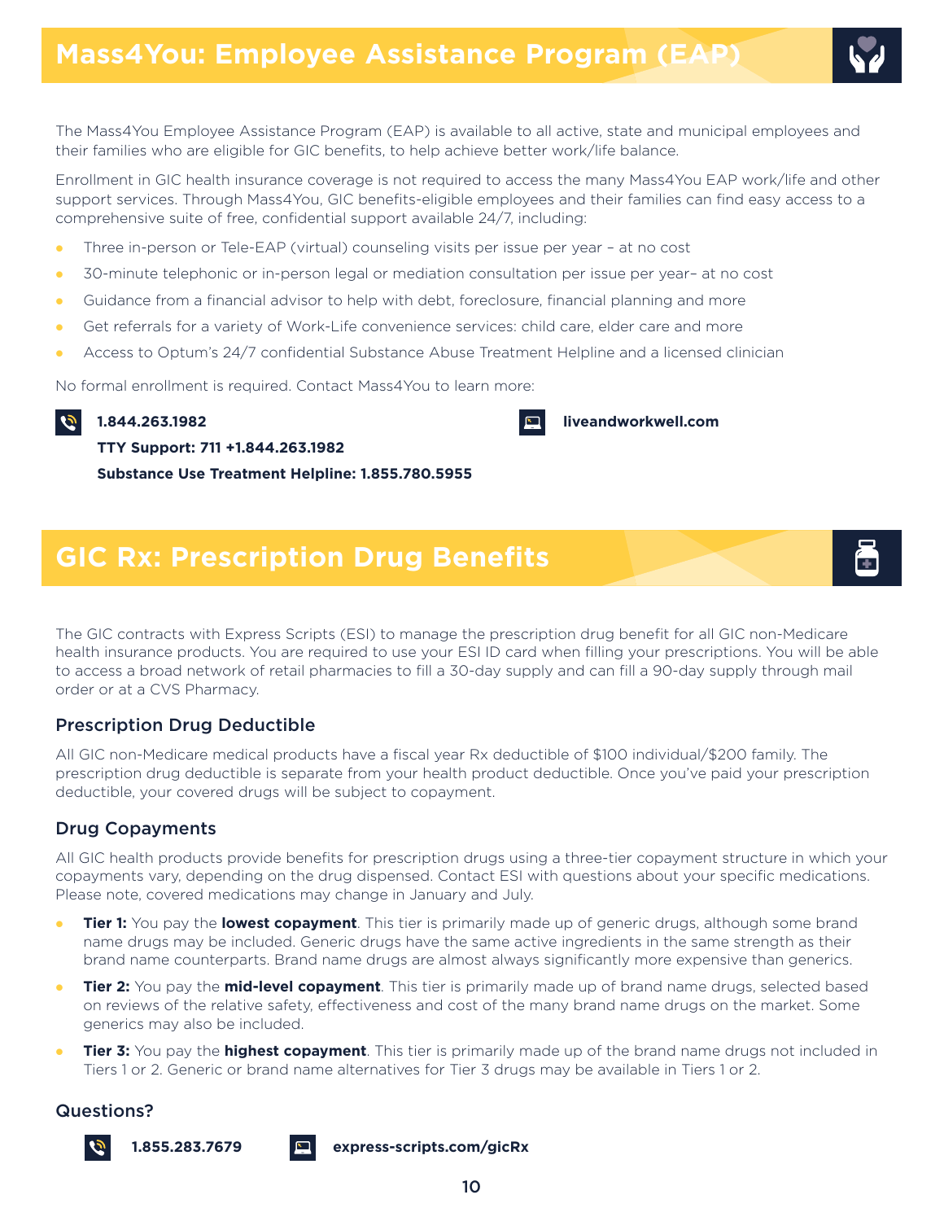## Mass4You: Employee Assistance Program (EAP)

The Mass4You Employee Assistance Program (EAP) is available to all active, state and municipal employees and their families who are eligible for GIC benefits, to help achieve better work/life balance.

Enrollment in GIC health insurance coverage is not required to access the many Mass4You EAP work/life and other support services. Through Mass4You, GIC benefits-eligible employees and their families can find easy access to a comprehensive suite of free, confidential support available 24/7, including:

- Three in-person or Tele-EAP (virtual) counseling visits per issue per year – at no cost
- 30-minute telephonic or in-person legal or mediation consultation per issue per year– at no cost
- Guidance from a financial advisor to help with debt, foreclosure, financial planning and more
- Get referrals for a variety of Work-Life convenience services: child care, elder care and more
- Access to Optum's 24/7 confidential Substance Abuse Treatment Helpline and a licensed clinician

No formal enrollment is required. Contact Mass4You to learn more:

**1.844.263.1982**

**TTY Support: 711 +1.844.263.1982**

**Substance Use Treatment Helpline: 1.855.780.5955**

**liveandworkwell.com**

## GIC Rx: Prescription Drug Benefits

The GIC contracts with Express Scripts (ESI) to manage the prescription drug benefit for all GIC non-Medicare health insurance products. You are required to use your ESI ID card when filling your prescriptions. You will be able to access a broad network of retail pharmacies to fill a 30-day supply and can fill a 90-day supply through mail order or at a CVS Pharmacy.

### Prescription Drug Deductible

All GIC non-Medicare medical products have a fiscal year Rx deductible of $100 individual/$200 family. The prescription drug deductible is separate from your health product deductible. Once you've paid your prescription deductible, your covered drugs will be subject to copayment.

### Drug Copayments

All GIC health products provide benefits for prescription drugs using a three-tier copayment structure in which your copayments vary, depending on the drug dispensed. Contact ESI with questions about your specific medications. Please note, covered medications may change in January and July.

- **Tier 1:** You pay the **lowest copayment**. This tier is primarily made up of generic drugs, although some brand name drugs may be included. Generic drugs have the same active ingredients in the same strength as their brand name counterparts. Brand name drugs are almost always significantly more expensive than generics.
- **Tier 2:** You pay the **mid-level copayment**. This tier is primarily made up of brand name drugs, selected based on reviews of the relative safety, effectiveness and cost of the many brand name drugs on the market. Some generics may also be included.
- **Tier 3:** You pay the **highest copayment**. This tier is primarily made up of the brand name drugs not included in Tiers 1 or 2. Generic or brand name alternatives for Tier 3 drugs may be available in Tiers 1 or 2.

### Questions?

**1.855.283.7679**

**express-scripts.com/gicRx**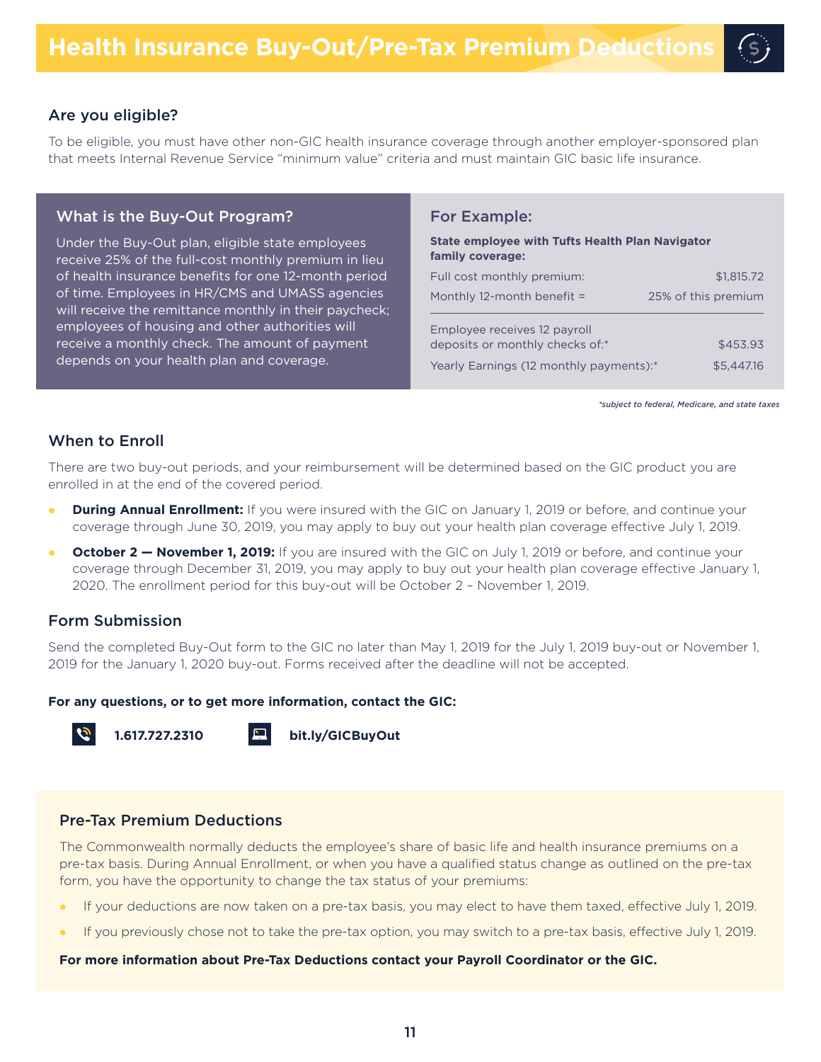# Health Insurance Buy-Out/Pre-Tax Premium Deductions

## Are you eligible?

To be eligible, you must have other non-GIC health insurance coverage through another employer-sponsored plan that meets Internal Revenue Service "minimum value" criteria and must maintain GIC basic life insurance.

### What is the Buy-Out Program?

Under the Buy-Out plan, eligible state employees receive 25% of the full-cost monthly premium in lieu of health insurance benefits for one 12-month period of time. Employees in HR/CMS and UMASS agencies will receive the remittance monthly in their paycheck; employees of housing and other authorities will receive a monthly check. The amount of payment depends on your health plan and coverage.

### For Example:

**State employee with Tufts Health Plan Navigator family coverage:**

| | |
|---|---|
| Full cost monthly premium: | $1,815.72 |
| Monthly 12-month benefit = | 25% of this premium |
| Employee receives 12 payroll deposits or monthly checks of:* | $453.93 |
| Yearly Earnings (12 monthly payments):* | $5,447.16 |

*\*subject to federal, Medicare, and state taxes*

## When to Enroll

There are two buy-out periods, and your reimbursement will be determined based on the GIC product you are enrolled in at the end of the covered period.

- **During Annual Enrollment:** If you were insured with the GIC on January 1, 2019 or before, and continue your coverage through June 30, 2019, you may apply to buy out your health plan coverage effective July 1, 2019.
- **October 2 — November 1, 2019:** If you are insured with the GIC on July 1, 2019 or before, and continue your coverage through December 31, 2019, you may apply to buy out your health plan coverage effective January 1, 2020. The enrollment period for this buy-out will be October 2 – November 1, 2019.

## Form Submission

Send the completed Buy-Out form to the GIC no later than May 1, 2019 for the July 1, 2019 buy-out or November 1, 2019 for the January 1, 2020 buy-out. Forms received after the deadline will not be accepted.

**For any questions, or to get more information, contact the GIC:**

**1.617.727.2310** **bit.ly/GICBuyOut**

## Pre-Tax Premium Deductions

The Commonwealth normally deducts the employee's share of basic life and health insurance premiums on a pre-tax basis. During Annual Enrollment, or when you have a qualified status change as outlined on the pre-tax form, you have the opportunity to change the tax status of your premiums:

- If your deductions are now taken on a pre-tax basis, you may elect to have them taxed, effective July 1, 2019.
- If you previously chose not to take the pre-tax option, you may switch to a pre-tax basis, effective July 1, 2019.

**For more information about Pre-Tax Deductions contact your Payroll Coordinator or the GIC.**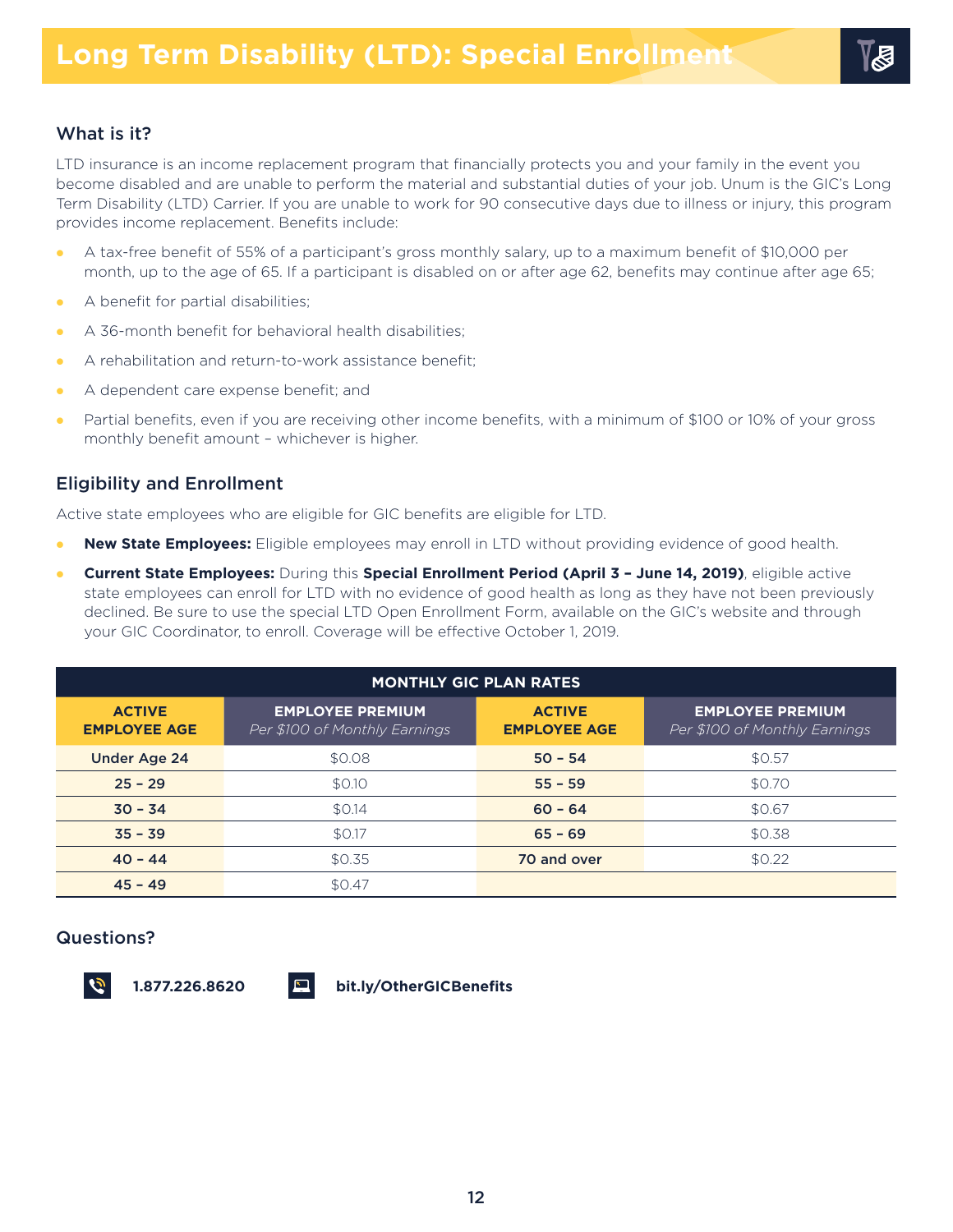# Long Term Disability (LTD): Special Enrollment

## What is it?

LTD insurance is an income replacement program that financially protects you and your family in the event you become disabled and are unable to perform the material and substantial duties of your job. Unum is the GIC's Long Term Disability (LTD) Carrier. If you are unable to work for 90 consecutive days due to illness or injury, this program provides income replacement. Benefits include:

- A tax-free benefit of 55% of a participant's gross monthly salary, up to a maximum benefit of $10,000 per month, up to the age of 65. If a participant is disabled on or after age 62, benefits may continue after age 65;
- A benefit for partial disabilities;
- A 36-month benefit for behavioral health disabilities;
- A rehabilitation and return-to-work assistance benefit;
- A dependent care expense benefit; and
- Partial benefits, even if you are receiving other income benefits, with a minimum of $100 or 10% of your gross monthly benefit amount – whichever is higher.

## Eligibility and Enrollment

Active state employees who are eligible for GIC benefits are eligible for LTD.

- **New State Employees:** Eligible employees may enroll in LTD without providing evidence of good health.
- **Current State Employees:** During this **Special Enrollment Period (April 3 – June 14, 2019)**, eligible active state employees can enroll for LTD with no evidence of good health as long as they have not been previously declined. Be sure to use the special LTD Open Enrollment Form, available on the GIC's website and through your GIC Coordinator, to enroll. Coverage will be effective October 1, 2019.

| MONTHLY GIC PLAN RATES | | | |
|---|---|---|---|
| **ACTIVE EMPLOYEE AGE** | **EMPLOYEE PREMIUM** *Per $100 of Monthly Earnings* | **ACTIVE EMPLOYEE AGE** | **EMPLOYEE PREMIUM** *Per $100 of Monthly Earnings* |
| Under Age 24 | $0.08 | 50 – 54 | $0.57 |
| 25 – 29 | $0.10 | 55 – 59 | $0.70 |
| 30 – 34 | $0.14 | 60 – 64 | $0.67 |
| 35 – 39 | $0.17 | 65 – 69 | $0.38 |
| 40 – 44 | $0.35 | 70 and over | $0.22 |
| 45 – 49 | $0.47 | | |

## Questions?

**1.877.226.8620**

**bit.ly/OtherGICBenefits**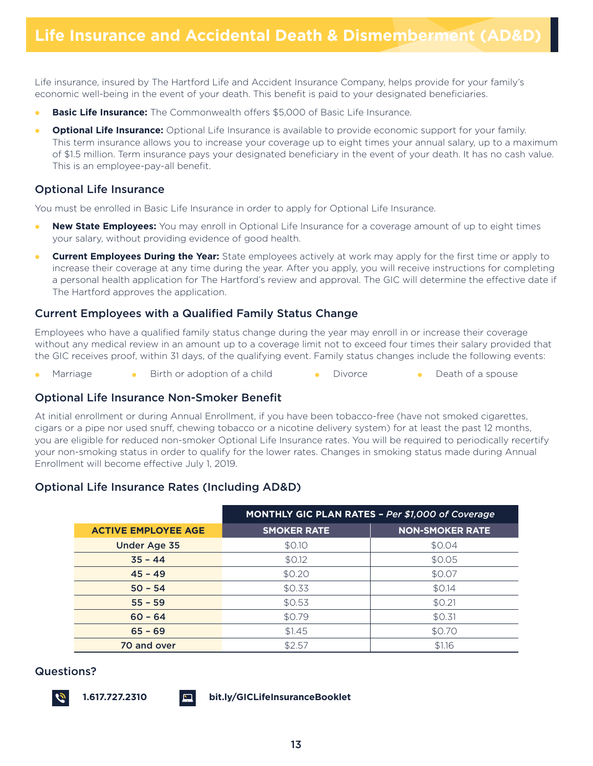# Life Insurance and Accidental Death & Dismemberment (AD&D)

Life insurance, insured by The Hartford Life and Accident Insurance Company, helps provide for your family's economic well-being in the event of your death. This benefit is paid to your designated beneficiaries.

- **Basic Life Insurance:** The Commonwealth offers $5,000 of Basic Life Insurance.
- **Optional Life Insurance:** Optional Life Insurance is available to provide economic support for your family. This term insurance allows you to increase your coverage up to eight times your annual salary, up to a maximum of $1.5 million. Term insurance pays your designated beneficiary in the event of your death. It has no cash value. This is an employee-pay-all benefit.

## Optional Life Insurance

You must be enrolled in Basic Life Insurance in order to apply for Optional Life Insurance.

- **New State Employees:** You may enroll in Optional Life Insurance for a coverage amount of up to eight times your salary, without providing evidence of good health.
- **Current Employees During the Year:** State employees actively at work may apply for the first time or apply to increase their coverage at any time during the year. After you apply, you will receive instructions for completing a personal health application for The Hartford's review and approval. The GIC will determine the effective date if The Hartford approves the application.

## Current Employees with a Qualified Family Status Change

Employees who have a qualified family status change during the year may enroll in or increase their coverage without any medical review in an amount up to a coverage limit not to exceed four times their salary provided that the GIC receives proof, within 31 days, of the qualifying event. Family status changes include the following events:

- Marriage
- Birth or adoption of a child
- Divorce
- Death of a spouse

## Optional Life Insurance Non-Smoker Benefit

At initial enrollment or during Annual Enrollment, if you have been tobacco-free (have not smoked cigarettes, cigars or a pipe nor used snuff, chewing tobacco or a nicotine delivery system) for at least the past 12 months, you are eligible for reduced non-smoker Optional Life Insurance rates. You will be required to periodically recertify your non-smoking status in order to qualify for the lower rates. Changes in smoking status made during Annual Enrollment will become effective July 1, 2019.

## Optional Life Insurance Rates (Including AD&D)

| | MONTHLY GIC PLAN RATES – *Per $1,000 of Coverage* | |
|---|---|---|
| **ACTIVE EMPLOYEE AGE** | **SMOKER RATE** | **NON-SMOKER RATE** |
| Under Age 35 | $0.10 | $0.04 |
| 35 – 44 | $0.12 | $0.05 |
| 45 – 49 | $0.20 | $0.07 |
| 50 – 54 | $0.33 | $0.14 |
| 55 – 59 | $0.53 | $0.21 |
| 60 – 64 | $0.79 | $0.31 |
| 65 – 69 | $1.45 | $0.70 |
| 70 and over | $2.57 | $1.16 |

## Questions?

**1.617.727.2310**

**bit.ly/GICLifeInsuranceBooklet**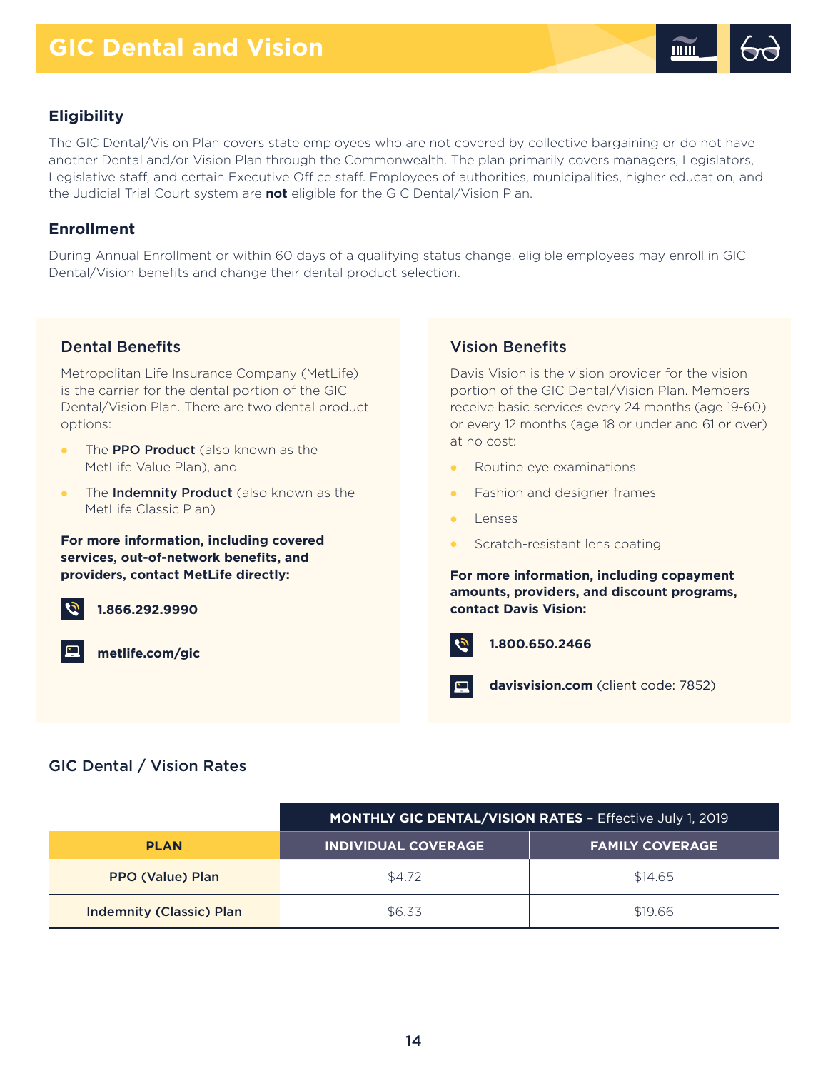# GIC Dental and Vision

## Eligibility

The GIC Dental/Vision Plan covers state employees who are not covered by collective bargaining or do not have another Dental and/or Vision Plan through the Commonwealth. The plan primarily covers managers, Legislators, Legislative staff, and certain Executive Office staff. Employees of authorities, municipalities, higher education, and the Judicial Trial Court system are **not** eligible for the GIC Dental/Vision Plan.

## Enrollment

During Annual Enrollment or within 60 days of a qualifying status change, eligible employees may enroll in GIC Dental/Vision benefits and change their dental product selection.

### Dental Benefits

Metropolitan Life Insurance Company (MetLife) is the carrier for the dental portion of the GIC Dental/Vision Plan. There are two dental product options:

- The **PPO Product** (also known as the MetLife Value Plan), and
- The **Indemnity Product** (also known as the MetLife Classic Plan)

**For more information, including covered services, out-of-network benefits, and providers, contact MetLife directly:**

**1.866.292.9990**

**metlife.com/gic**

### Vision Benefits

Davis Vision is the vision provider for the vision portion of the GIC Dental/Vision Plan. Members receive basic services every 24 months (age 19-60) or every 12 months (age 18 or under and 61 or over) at no cost:

- Routine eye examinations
- Fashion and designer frames
- Lenses
- Scratch-resistant lens coating

**For more information, including copayment amounts, providers, and discount programs, contact Davis Vision:**

**1.800.650.2466**

**davisvision.com** (client code: 7852)

### GIC Dental / Vision Rates

| | **MONTHLY GIC DENTAL/VISION RATES** – Effective July 1, 2019 | |
|---|---|---|
| **PLAN** | **INDIVIDUAL COVERAGE** | **FAMILY COVERAGE** |
| **PPO (Value) Plan** | $4.72 | $14.65 |
| **Indemnity (Classic) Plan** | $6.33 | $19.66 |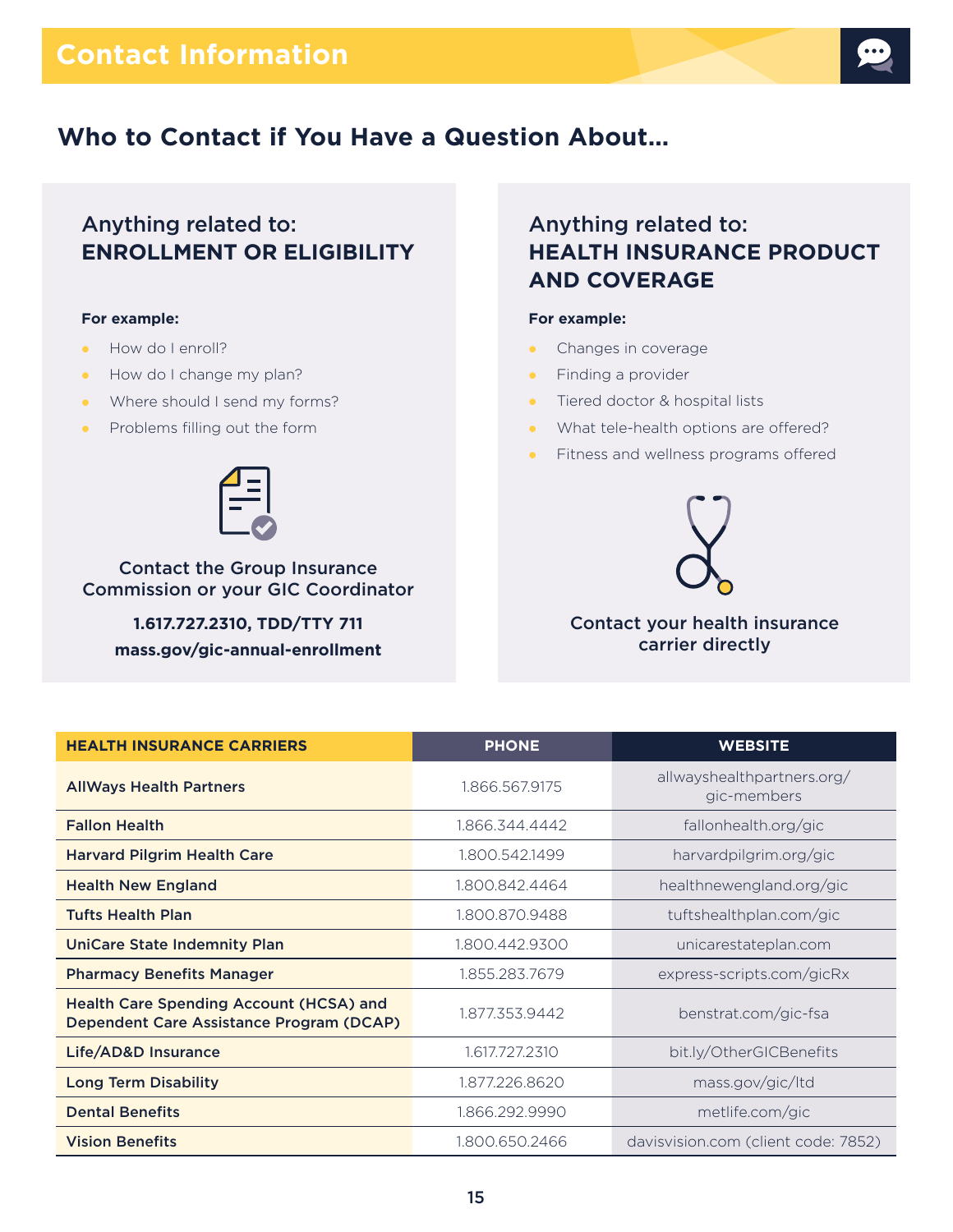# Contact Information

## Who to Contact if You Have a Question About…

### Anything related to: **ENROLLMENT OR ELIGIBILITY**

**For example:**

- How do I enroll?
- How do I change my plan?
- Where should I send my forms?
- Problems filling out the form

Contact the Group Insurance Commission or your GIC Coordinator

**1.617.727.2310, TDD/TTY 711**
**mass.gov/gic-annual-enrollment**

### Anything related to: **HEALTH INSURANCE PRODUCT AND COVERAGE**

**For example:**

- Changes in coverage
- Finding a provider
- Tiered doctor & hospital lists
- What tele-health options are offered?
- Fitness and wellness programs offered

Contact your health insurance carrier directly

| HEALTH INSURANCE CARRIERS | PHONE | WEBSITE |
|---|---|---|
| AllWays Health Partners | 1.866.567.9175 | allwayshealthpartners.org/gic-members |
| Fallon Health | 1.866.344.4442 | fallonhealth.org/gic |
| Harvard Pilgrim Health Care | 1.800.542.1499 | harvardpilgrim.org/gic |
| Health New England | 1.800.842.4464 | healthnewengland.org/gic |
| Tufts Health Plan | 1.800.870.9488 | tuftshealthplan.com/gic |
| UniCare State Indemnity Plan | 1.800.442.9300 | unicarestateplan.com |
| Pharmacy Benefits Manager | 1.855.283.7679 | express-scripts.com/gicRx |
| Health Care Spending Account (HCSA) and Dependent Care Assistance Program (DCAP) | 1.877.353.9442 | benstrat.com/gic-fsa |
| Life/AD&D Insurance | 1.617.727.2310 | bit.ly/OtherGICBenefits |
| Long Term Disability | 1.877.226.8620 | mass.gov/gic/ltd |
| Dental Benefits | 1.866.292.9990 | metlife.com/gic |
| Vision Benefits | 1.800.650.2466 | davisvision.com (client code: 7852) |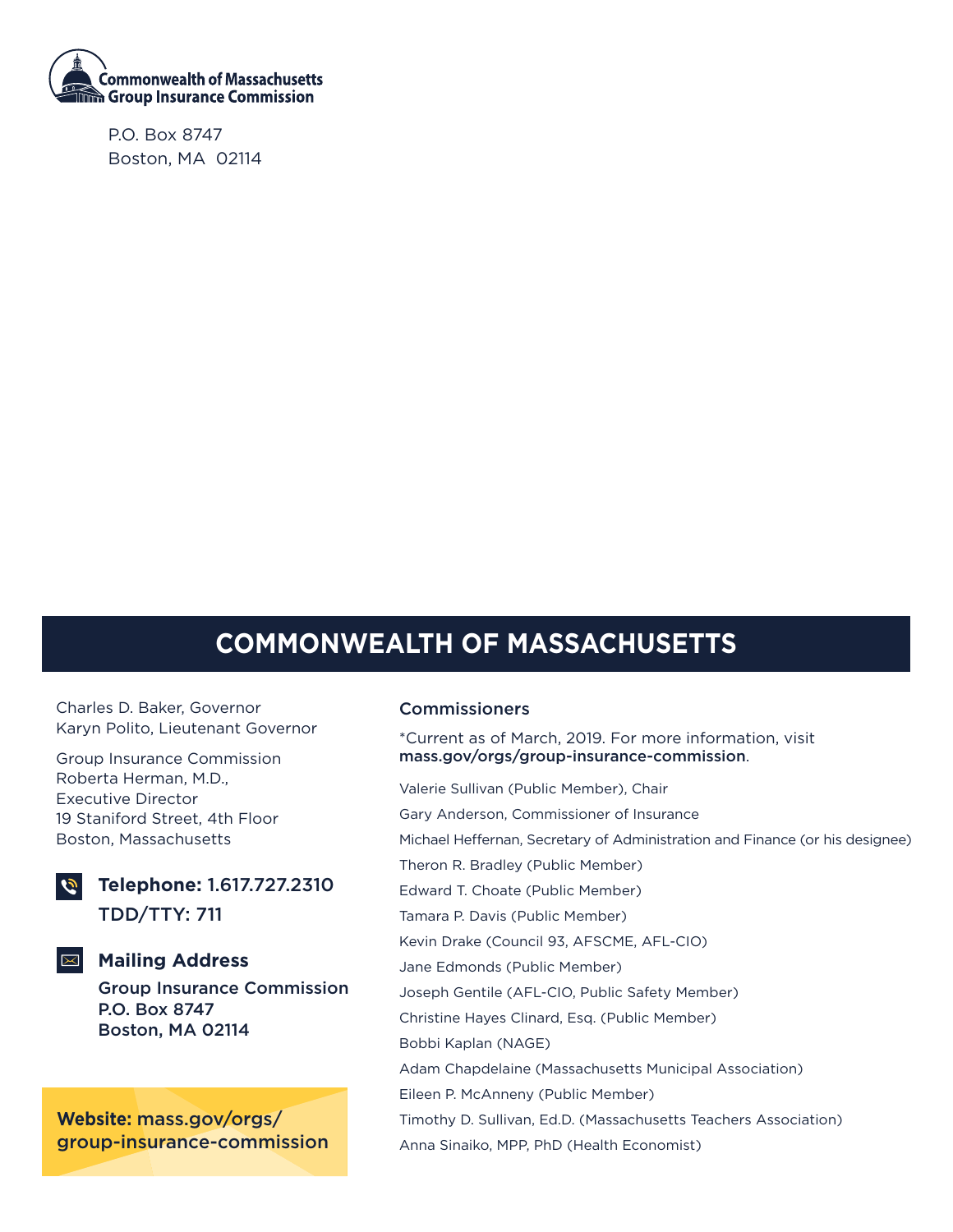Commonwealth of Massachusetts
Group Insurance Commission

P.O. Box 8747
Boston, MA 02114

# COMMONWEALTH OF MASSACHUSETTS

Charles D. Baker, Governor
Karyn Polito, Lieutenant Governor

Group Insurance Commission
Roberta Herman, M.D.,
Executive Director
19 Staniford Street, 4th Floor
Boston, Massachusetts

**Telephone:** 1.617.727.2310
TDD/TTY: 711

**Mailing Address**
**Group Insurance Commission**
**P.O. Box 8747**
**Boston, MA 02114**

**Website:** mass.gov/orgs/group-insurance-commission

## Commissioners

*Current as of March, 2019. For more information, visit **mass.gov/orgs/group-insurance-commission**.

Valerie Sullivan (Public Member), Chair
Gary Anderson, Commissioner of Insurance
Michael Heffernan, Secretary of Administration and Finance (or his designee)
Theron R. Bradley (Public Member)
Edward T. Choate (Public Member)
Tamara P. Davis (Public Member)
Kevin Drake (Council 93, AFSCME, AFL-CIO)
Jane Edmonds (Public Member)
Joseph Gentile (AFL-CIO, Public Safety Member)
Christine Hayes Clinard, Esq. (Public Member)
Bobbi Kaplan (NAGE)
Adam Chapdelaine (Massachusetts Municipal Association)
Eileen P. McAnneny (Public Member)
Timothy D. Sullivan, Ed.D. (Massachusetts Teachers Association)
Anna Sinaiko, MPP, PhD (Health Economist)